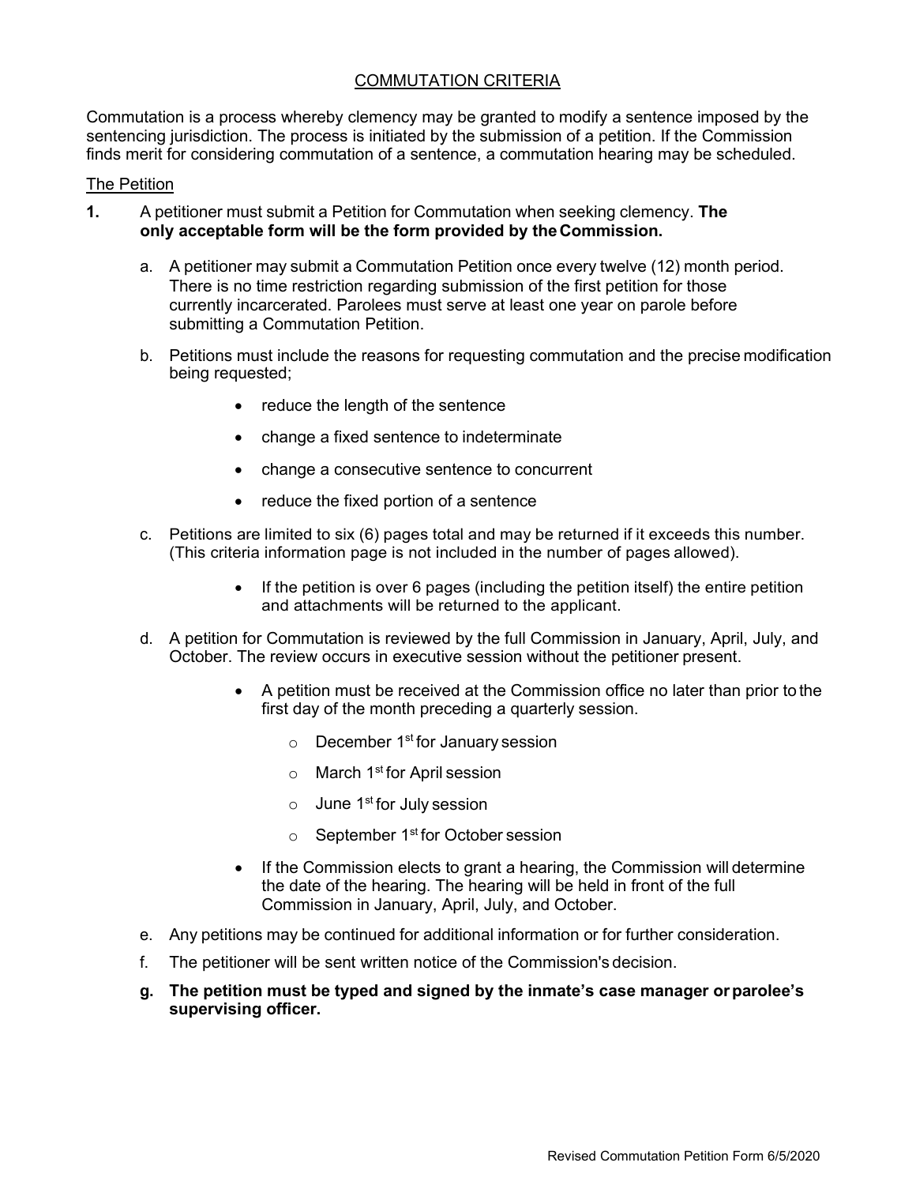# COMMUTATION CRITERIA

Commutation is a process whereby clemency may be granted to modify a sentence imposed by the sentencing jurisdiction. The process is initiated by the submission of a petition. If the Commission finds merit for considering commutation of a sentence, a commutation hearing may be scheduled.

## The Petition

**1.** A petitioner must submit a Petition for Commutation when seeking clemency. **The only acceptable form will be the form provided by the Commission.**

   a. A petitioner may submit a Commutation Petition once every twelve (12) month period. There is no time restriction regarding submission of the first petition for those currently incarcerated. Parolees must serve at least one year on parole before submitting a Commutation Petition.

   b. Petitions must include the reasons for requesting commutation and the precise modification being requested;

      - reduce the length of the sentence
      - change a fixed sentence to indeterminate
      - change a consecutive sentence to concurrent
      - reduce the fixed portion of a sentence

   c. Petitions are limited to six (6) pages total and may be returned if it exceeds this number. (This criteria information page is not included in the number of pages allowed).

      - If the petition is over 6 pages (including the petition itself) the entire petition and attachments will be returned to the applicant.

   d. A petition for Commutation is reviewed by the full Commission in January, April, July, and October. The review occurs in executive session without the petitioner present.

      - A petition must be received at the Commission office no later than prior to the first day of the month preceding a quarterly session.
         - December 1st for January session
         - March 1st for April session
         - June 1st for July session
         - September 1st for October session
      - If the Commission elects to grant a hearing, the Commission will determine the date of the hearing. The hearing will be held in front of the full Commission in January, April, July, and October.

   e. Any petitions may be continued for additional information or for further consideration.

   f. The petitioner will be sent written notice of the Commission's decision.

   **g. The petition must be typed and signed by the inmate's case manager or parolee's supervising officer.**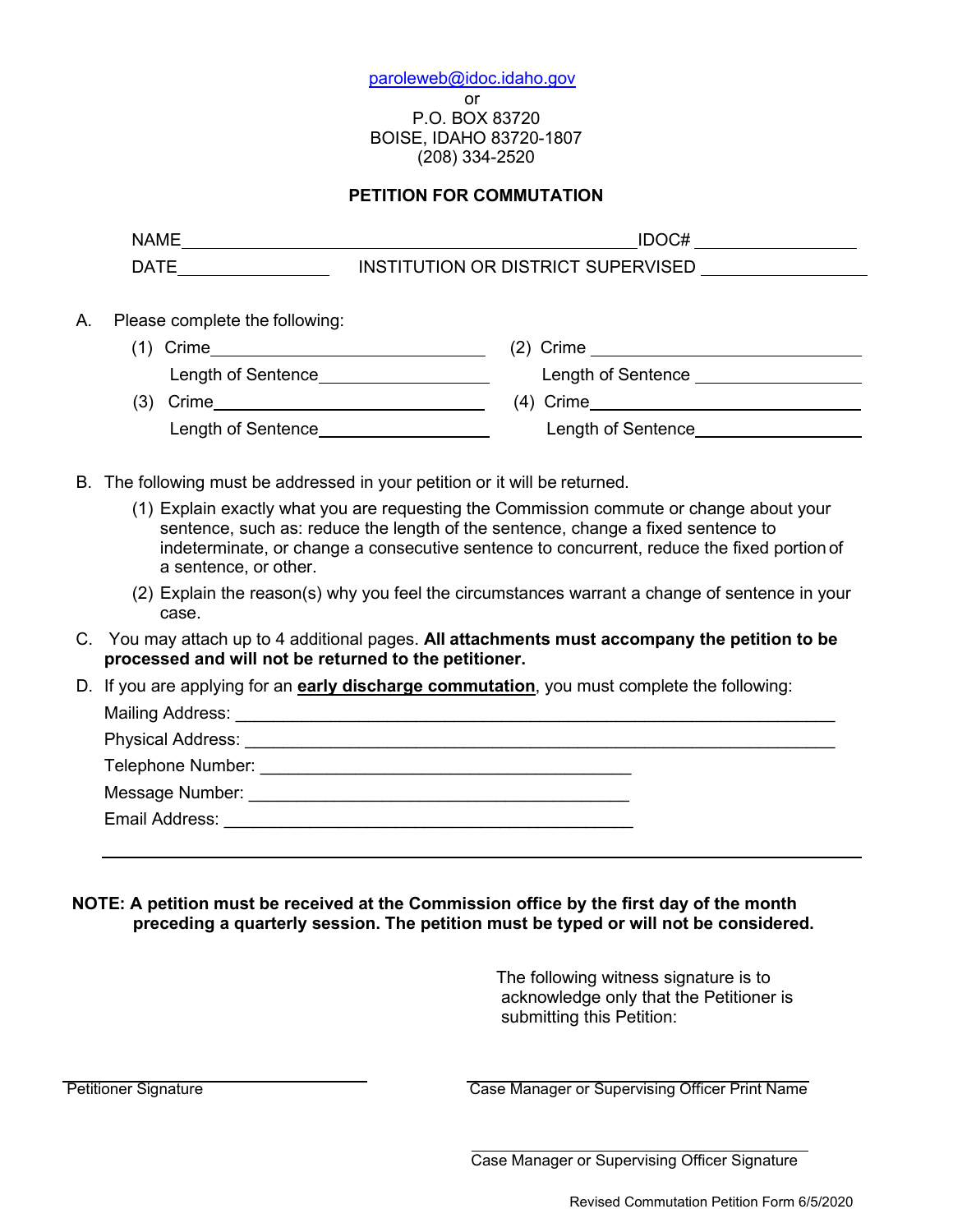paroleweb@idoc.idaho.gov
or
P.O. BOX 83720
BOISE, IDAHO 83720-1807
(208) 334-2520

## PETITION FOR COMMUTATION

NAME________________________________________IDOC# ______________

DATE______________ INSTITUTION OR DISTRICT SUPERVISED ______________

A. Please complete the following:

(1) Crime ______________________ (2) Crime ______________________

Length of Sentence ______________ Length of Sentence ______________

(3) Crime ______________________ (4) Crime ______________________

Length of Sentence ______________ Length of Sentence ______________

B. The following must be addressed in your petition or it will be returned.

(1) Explain exactly what you are requesting the Commission commute or change about your sentence, such as: reduce the length of the sentence, change a fixed sentence to indeterminate, or change a consecutive sentence to concurrent, reduce the fixed portion of a sentence, or other.

(2) Explain the reason(s) why you feel the circumstances warrant a change of sentence in your case.

C. You may attach up to 4 additional pages. **All attachments must accompany the petition to be processed and will not be returned to the petitioner.**

D. If you are applying for an **early discharge commutation**, you must complete the following:

Mailing Address: ____________________________________________________________

Physical Address: ____________________________________________________________

Telephone Number: ______________________________________

Message Number: ______________________________________

Email Address: ______________________________________

______________________________________________________________________________

**NOTE: A petition must be received at the Commission office by the first day of the month preceding a quarterly session. The petition must be typed or will not be considered.**

The following witness signature is to acknowledge only that the Petitioner is submitting this Petition:

______________________________
Petitioner Signature

______________________________
Case Manager or Supervising Officer Print Name

______________________________
Case Manager or Supervising Officer Signature

Revised Commutation Petition Form 6/5/2020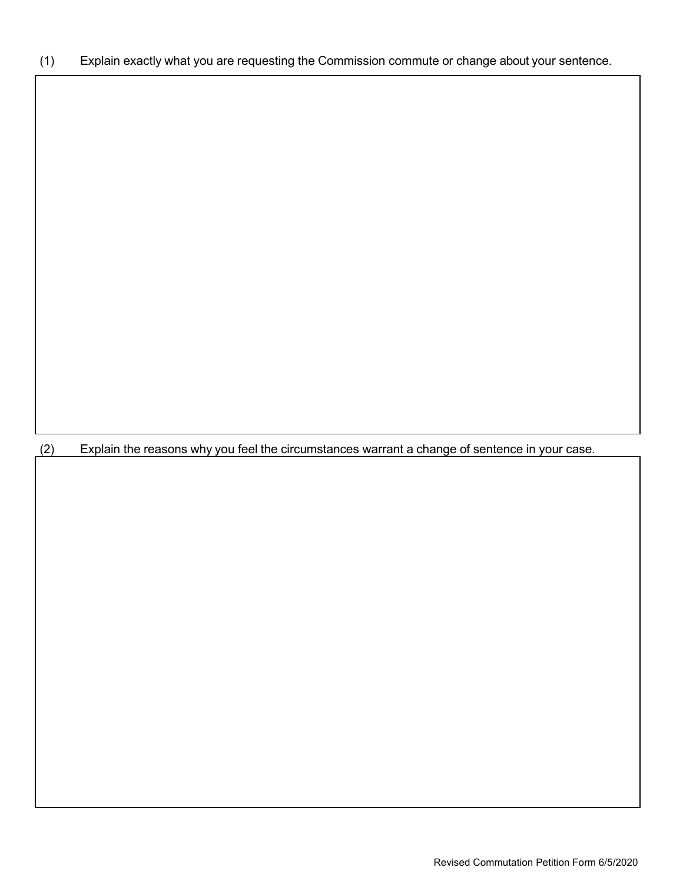(1) Explain exactly what you are requesting the Commission commute or change about your sentence.

(2) Explain the reasons why you feel the circumstances warrant a change of sentence in your case.

Revised Commutation Petition Form 6/5/2020